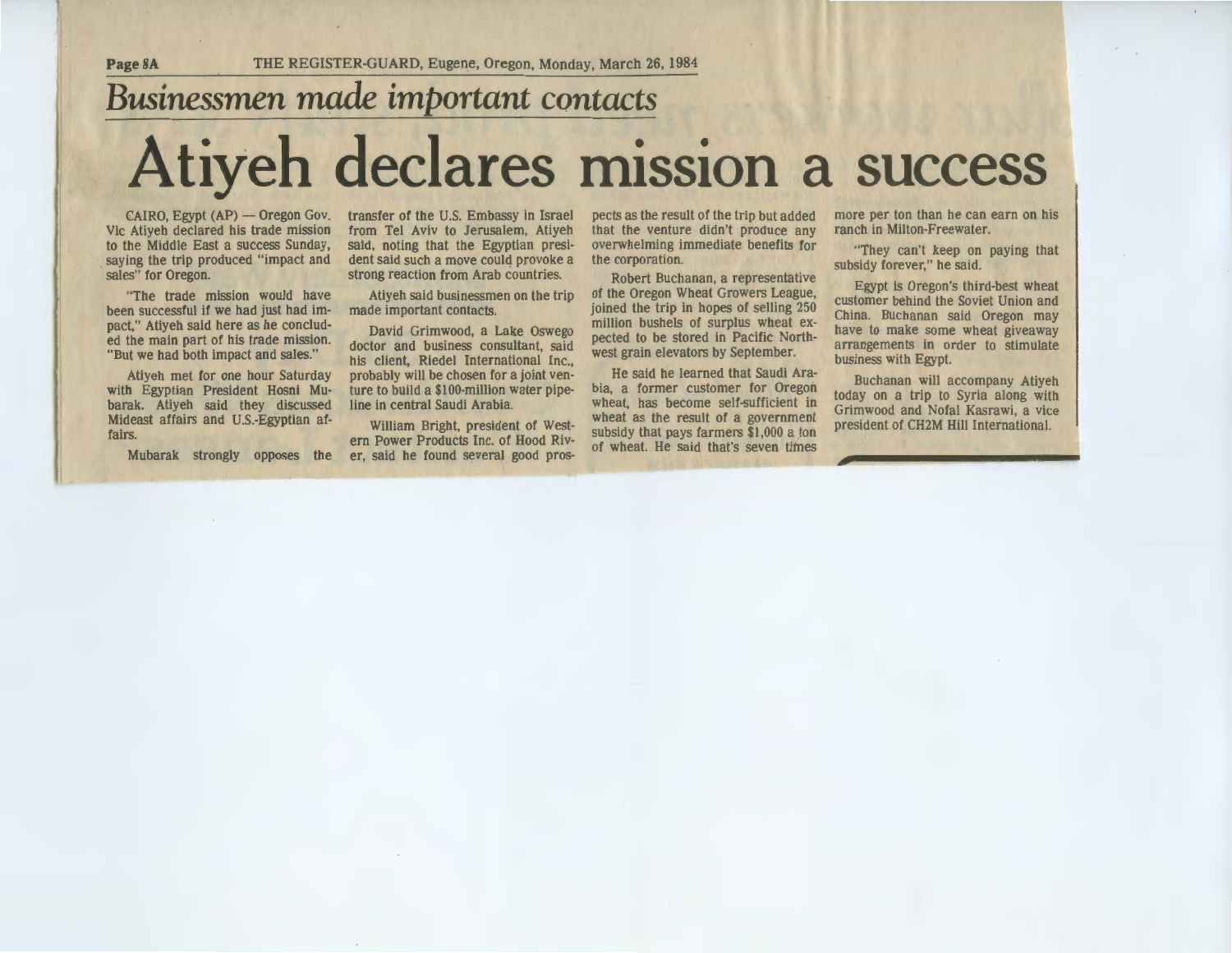## *Businessmen made important contacts*

# Atiyeh declares mission a success

CAIRO, Egypt (AP) — Oregon Gov. Vic Atiyeh declared his trade mission to the Middle East a success Sunday, saying the trip produced "impact and sales" for Oregon.

"The trade mission would have been successful if we had just had impact," Atiyeh said here as he concluded the main part of his trade mission. "But we had both impact and sales."

Atiyeh met for one hour Saturday with Egyptian President Hosni Mubarak. Atiyeh said they discussed Mideast affairs and U.S.-Egyptian affairs.

Mubarak strongly opposes the transfer of the U.S. Embassy in Israel from Tel Aviv to Jerusalem, Atiyeh said, noting that the Egyptian president said such a move could provoke a strong reaction from Arab countries.

Atiyeh said businessmen on the trip made important contacts.

David Grimwood, a Lake Oswego doctor and business consultant, said his client, Riedel International Inc., probably will be chosen for a joint venture to build a $100-million water pipeline in central Saudi Arabia.

William Bright, president of Western Power Products Inc. of Hood River, said he found several good prospects as the result of the trip but added that the venture didn't produce any overwhelming immediate benefits for the corporation.

Robert Buchanan, a representative of the Oregon Wheat Growers League, joined the trip in hopes of selling 250 million bushels of surplus wheat expected to be stored in Pacific Northwest grain elevators by September.

He said he learned that Saudi Arabia, a former customer for Oregon wheat, has become self-sufficient in wheat as the result of a government subsidy that pays farmers $1,000 a ton of wheat. He said that's seven times more per ton than he can earn on his ranch in Milton-Freewater.

"They can't keep on paying that subsidy forever," he said.

Egypt is Oregon's third-best wheat customer behind the Soviet Union and China. Buchanan said Oregon may have to make some wheat giveaway arrangements in order to stimulate business with Egypt.

Buchanan will accompany Atiyeh today on a trip to Syria along with Grimwood and Nofal Kasrawi, a vice president of CH2M Hill International.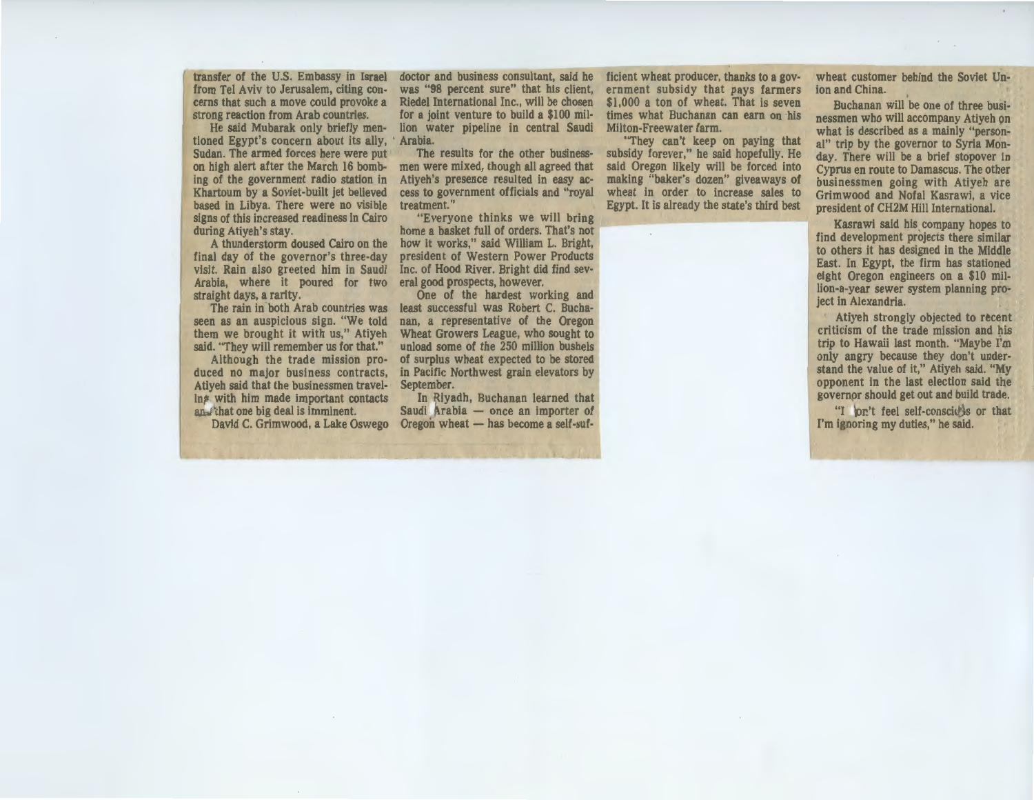transfer of the U.S. Embassy in Israel from Tel Aviv to Jerusalem, citing concerns that such a move could provoke a strong reaction from Arab countries.

He said Mubarak only briefly mentioned Egypt's concern about its ally, Sudan. The armed forces here were put on high alert after the March 16 bombing of the government radio station in Khartoum by a Soviet-built jet believed based in Libya. There were no visible signs of this increased readiness in Cairo during Atiyeh's stay.

A thunderstorm doused Cairo on the final day of the governor's three-day visit. Rain also greeted him in Saudi Arabia, where it poured for two straight days, a rarity.

The rain in both Arab countries was seen as an auspicious sign. "We told them we brought it with us," Atiyeh said. "They will remember us for that."

Although the trade mission produced no major business contracts, Atiyeh said that the businessmen traveling with him made important contacts and that one big deal is imminent.

David C. Grimwood, a Lake Oswego doctor and business consultant, said he was "98 percent sure" that his client, Riedel International Inc., will be chosen for a joint venture to build a $100 million water pipeline in central Saudi Arabia.

The results for the other businessmen were mixed, though all agreed that Atiyeh's presence resulted in easy access to government officials and "royal treatment."

"Everyone thinks we will bring home a basket full of orders. That's not how it works," said William L. Bright, president of Western Power Products Inc. of Hood River. Bright did find several good prospects, however.

One of the hardest working and least successful was Robert C. Buchanan, a representative of the Oregon Wheat Growers League, who sought to unload some of the 250 million bushels of surplus wheat expected to be stored in Pacific Northwest grain elevators by September.

In Riyadh, Buchanan learned that Saudi Arabia — once an importer of Oregon wheat — has become a self-sufficient wheat producer, thanks to a government subsidy that pays farmers $1,000 a ton of wheat. That is seven times what Buchanan can earn on his Milton-Freewater farm.

"They can't keep on paying that subsidy forever," he said hopefully. He said Oregon likely will be forced into making "baker's dozen" giveaways of wheat in order to increase sales to Egypt. It is already the state's third best wheat customer behind the Soviet Union and China.

Buchanan will be one of three businessmen who will accompany Atiyeh on what is described as a mainly "personal" trip by the governor to Syria Monday. There will be a brief stopover in Cyprus en route to Damascus. The other businessmen going with Atiyeh are Grimwood and Nofal Kasrawi, a vice president of CH2M Hill International.

Kasrawi said his company hopes to find development projects there similar to others it has designed in the Middle East. In Egypt, the firm has stationed eight Oregon engineers on a $10 million-a-year sewer system planning project in Alexandria.

Atiyeh strongly objected to recent criticism of the trade mission and his trip to Hawaii last month. "Maybe I'm only angry because they don't understand the value of it," Atiyeh said. "My opponent in the last election said the governor should get out and build trade.

"I don't feel self-conscious or that I'm ignoring my duties," he said.